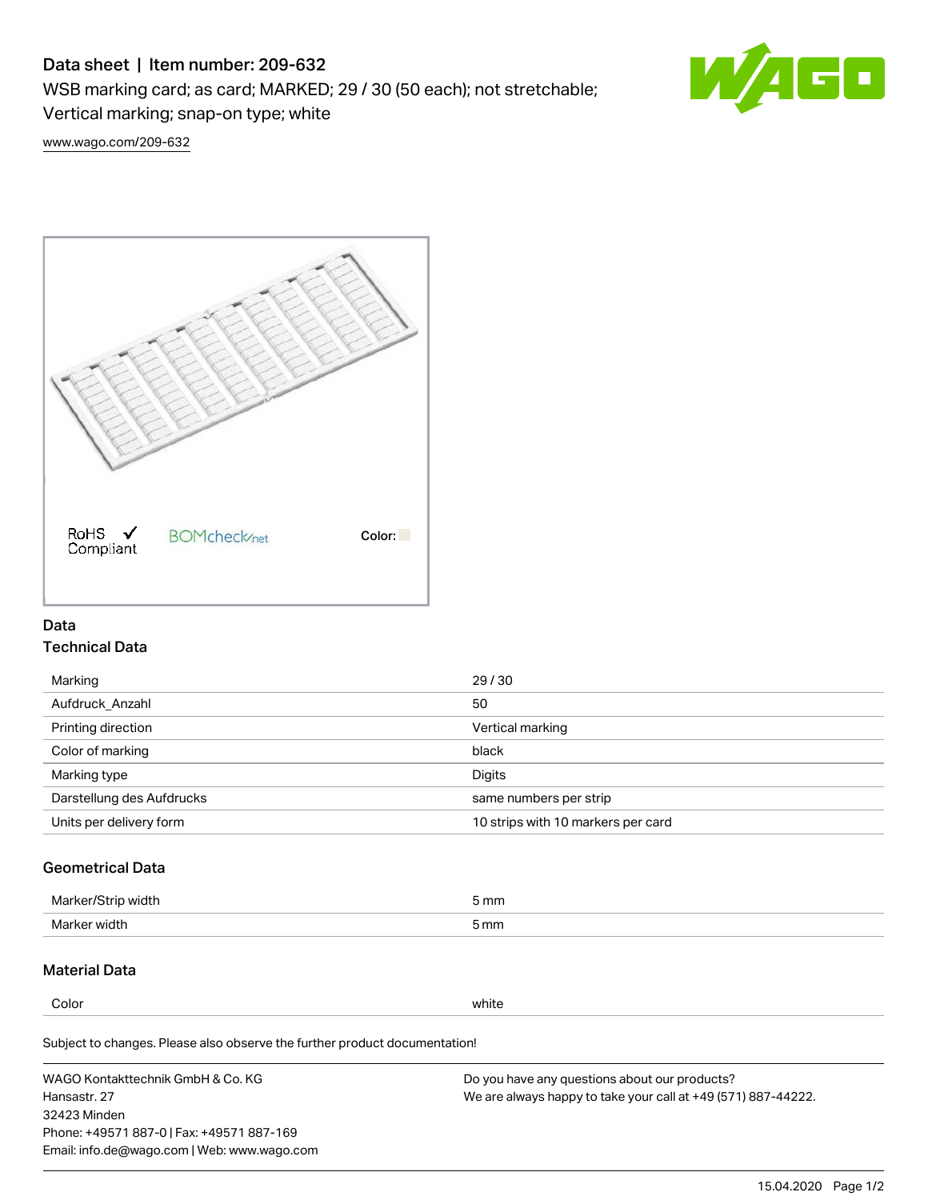# Data sheet | Item number: 209-632

WSB marking card; as card; MARKED; 29 / 30 (50 each); not stretchable; Vertical marking; snap-on type; white

www.wago.com/209-632

RoHS Compliant BOMcheck.net Color:

## Data

### Technical Data

| | |
|---|---|
| Marking | 29 / 30 |
| Aufdruck_Anzahl | 50 |
| Printing direction | Vertical marking |
| Color of marking | black |
| Marking type | Digits |
| Darstellung des Aufdrucks | same numbers per strip |
| Units per delivery form | 10 strips with 10 markers per card |

### Geometrical Data

| | |
|---|---|
| Marker/Strip width | 5 mm |
| Marker width | 5 mm |

### Material Data

| | |
|---|---|
| Color | white |

Subject to changes. Please also observe the further product documentation!

WAGO Kontakttechnik GmbH & Co. KG
Hansastr. 27
32423 Minden
Phone: +49571 887-0 | Fax: +49571 887-169
Email: info.de@wago.com | Web: www.wago.com

Do you have any questions about our products?
We are always happy to take your call at +49 (571) 887-44222.

15.04.2020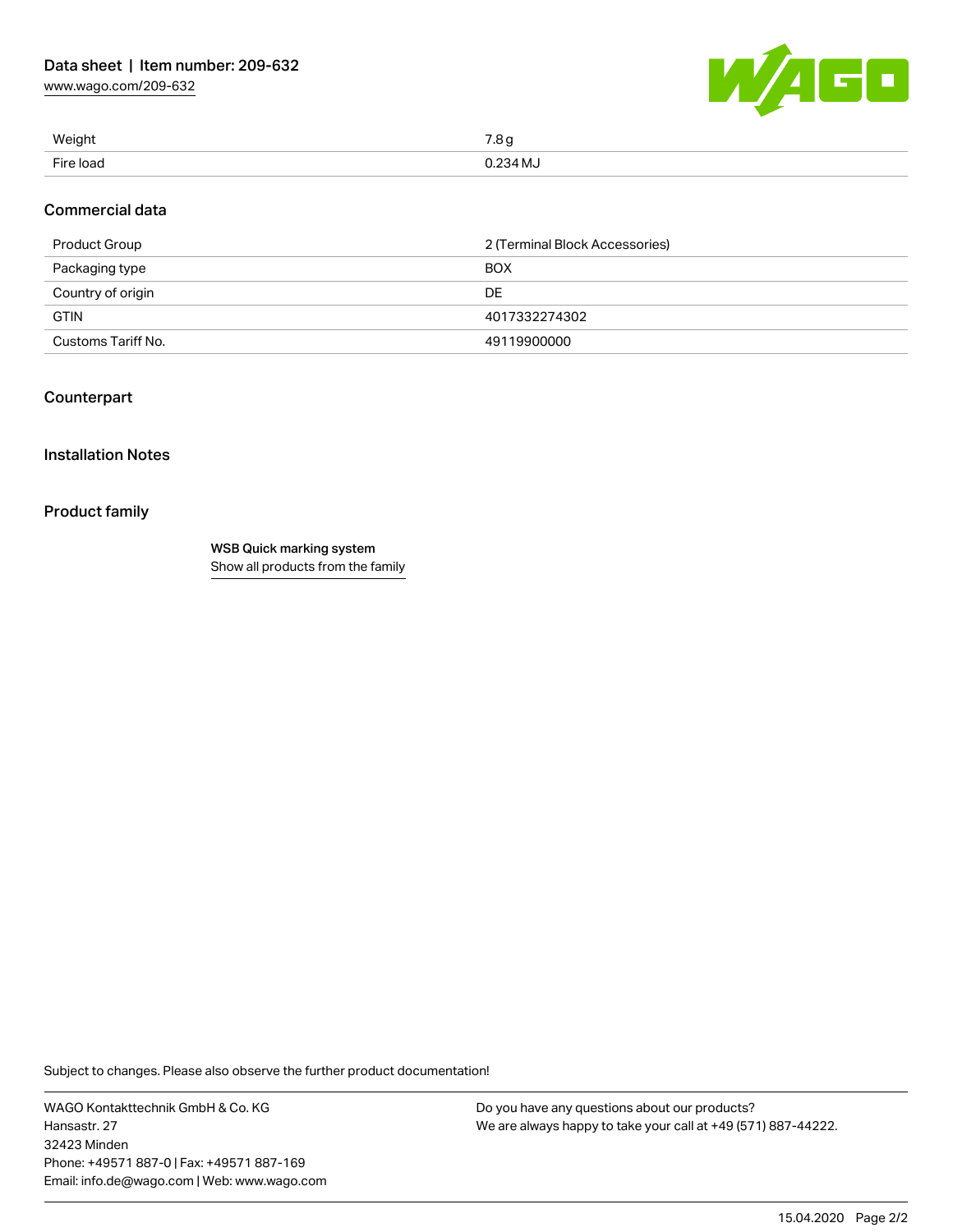| | |
|---|---|
| Weight | 7.8 g |
| Fire load | 0.234 MJ |

## Commercial data

| | |
|---|---|
| Product Group | 2 (Terminal Block Accessories) |
| Packaging type | BOX |
| Country of origin | DE |
| GTIN | 4017332274302 |
| Customs Tariff No. | 49119900000 |

## Counterpart

## Installation Notes

## Product family

**WSB Quick marking system**

Show all products from the family

Subject to changes. Please also observe the further product documentation!

WAGO Kontakttechnik GmbH & Co. KG
Hansastr. 27
32423 Minden
Phone: +49571 887-0 | Fax: +49571 887-169
Email: info.de@wago.com | Web: www.wago.com

Do you have any questions about our products?
We are always happy to take your call at +49 (571) 887-44222.